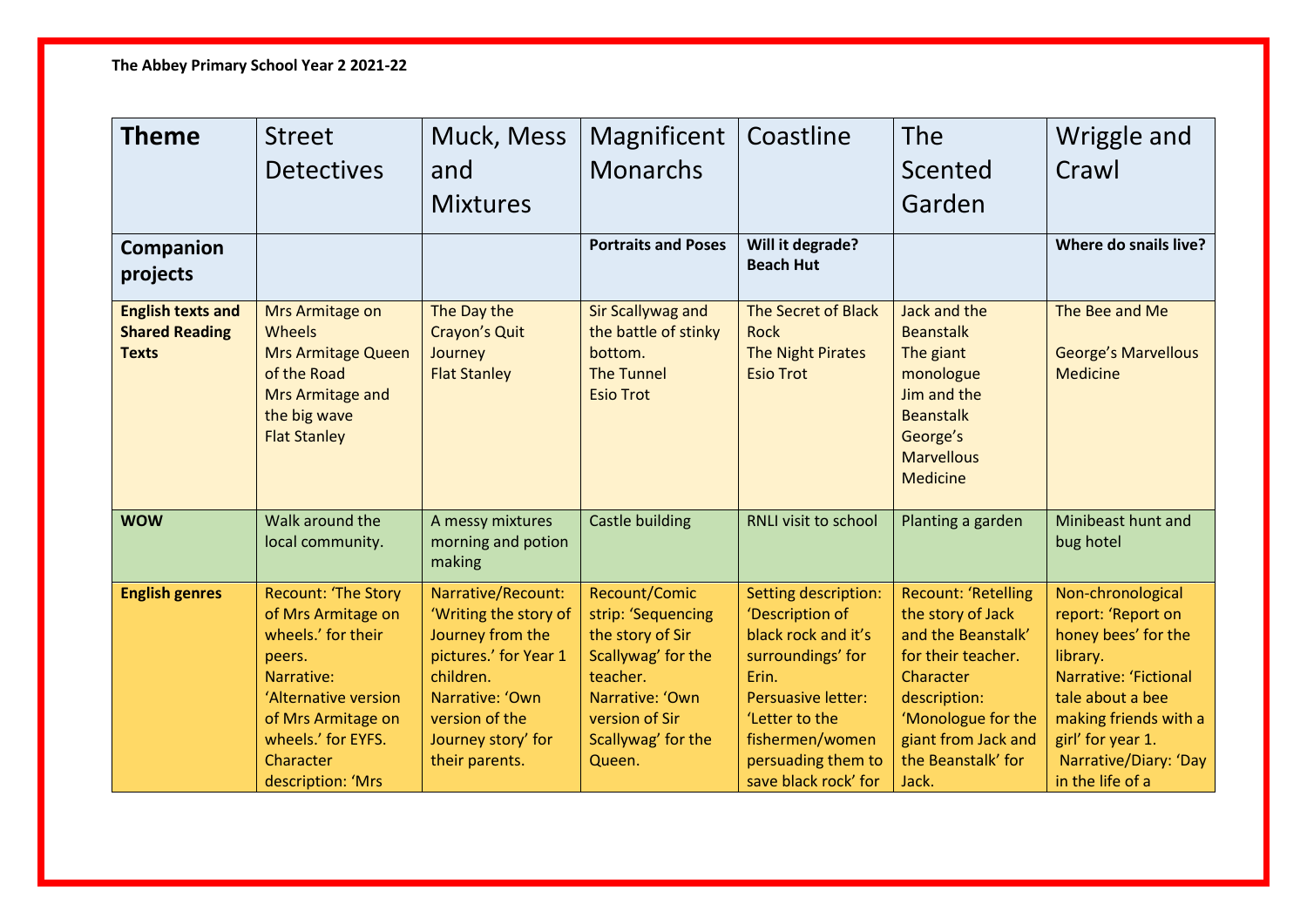**The Abbey Primary School Year 2 2021-22**

| **Theme** | Street Detectives | Muck, Mess and Mixtures | Magnificent Monarchs | Coastline | The Scented Garden | Wriggle and Crawl |
|---|---|---|---|---|---|---|
| **Companion projects** | | | **Portraits and Poses** | **Will it degrade? Beach Hut** | | **Where do snails live?** |
| **English texts and Shared Reading Texts** | Mrs Armitage on Wheels<br>Mrs Armitage Queen of the Road<br>Mrs Armitage and the big wave<br>Flat Stanley | The Day the Crayon's Quit<br>Journey<br>Flat Stanley | Sir Scallywag and the battle of stinky bottom.<br>The Tunnel<br>Esio Trot | The Secret of Black Rock<br>The Night Pirates<br>Esio Trot | Jack and the Beanstalk<br>The giant monologue<br>Jim and the Beanstalk<br>George's Marvellous Medicine | The Bee and Me<br><br>George's Marvellous Medicine |
| **WOW** | Walk around the local community. | A messy mixtures morning and potion making | Castle building | RNLI visit to school | Planting a garden | Minibeast hunt and bug hotel |
| **English genres** | Recount: 'The Story of Mrs Armitage on wheels.' for their peers.<br>Narrative: 'Alternative version of Mrs Armitage on wheels.' for EYFS.<br>Character description: 'Mrs | Narrative/Recount: 'Writing the story of Journey from the pictures.' for Year 1 children.<br>Narrative: 'Own version of the Journey story' for their parents. | Recount/Comic strip: 'Sequencing the story of Sir Scallywag' for the teacher.<br>Narrative: 'Own version of Sir Scallywag' for the Queen. | Setting description: 'Description of black rock and it's surroundings' for Erin.<br>Persuasive letter: 'Letter to the fishermen/women persuading them to save black rock' for | Recount: 'Retelling the story of Jack and the Beanstalk' for their teacher.<br>Character description: 'Monologue for the giant from Jack and the Beanstalk' for Jack. | Non-chronological report: 'Report on honey bees' for the library.<br>Narrative: 'Fictional tale about a bee making friends with a girl' for year 1.<br>Narrative/Diary: 'Day in the life of a |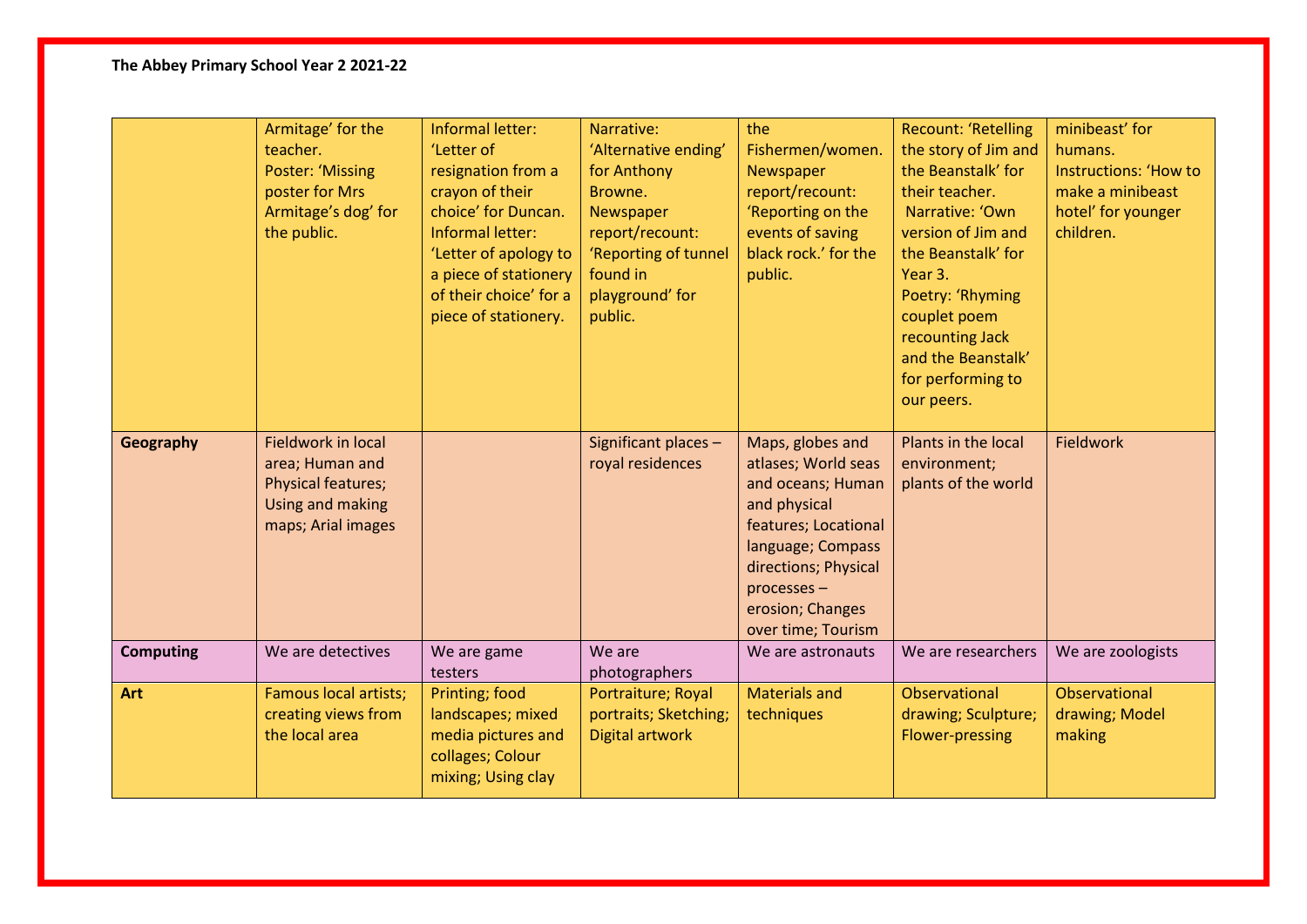**The Abbey Primary School Year 2 2021-22**

| | | | | | | |
|---|---|---|---|---|---|---|
| | Armitage' for the teacher. Poster: 'Missing poster for Mrs Armitage's dog' for the public. | Informal letter: 'Letter of resignation from a crayon of their choice' for Duncan. Informal letter: 'Letter of apology to a piece of stationery of their choice' for a piece of stationery. | Narrative: 'Alternative ending' for Anthony Browne. Newspaper report/recount: 'Reporting of tunnel found in playground' for public. | the Fishermen/women. Newspaper report/recount: 'Reporting on the events of saving black rock.' for the public. | Recount: 'Retelling the story of Jim and the Beanstalk' for their teacher. Narrative: 'Own version of Jim and the Beanstalk' for Year 3. Poetry: 'Rhyming couplet poem recounting Jack and the Beanstalk' for performing to our peers. | minibeast' for humans. Instructions: 'How to make a minibeast hotel' for younger children. |
| **Geography** | Fieldwork in local area; Human and Physical features; Using and making maps; Arial images | | Significant places – royal residences | Maps, globes and atlases; World seas and oceans; Human and physical features; Locational language; Compass directions; Physical processes – erosion; Changes over time; Tourism | Plants in the local environment; plants of the world | Fieldwork |
| **Computing** | We are detectives | We are game testers | We are photographers | We are astronauts | We are researchers | We are zoologists |
| **Art** | Famous local artists; creating views from the local area | Printing; food landscapes; mixed media pictures and collages; Colour mixing; Using clay | Portraiture; Royal portraits; Sketching; Digital artwork | Materials and techniques | Observational drawing; Sculpture; Flower-pressing | Observational drawing; Model making |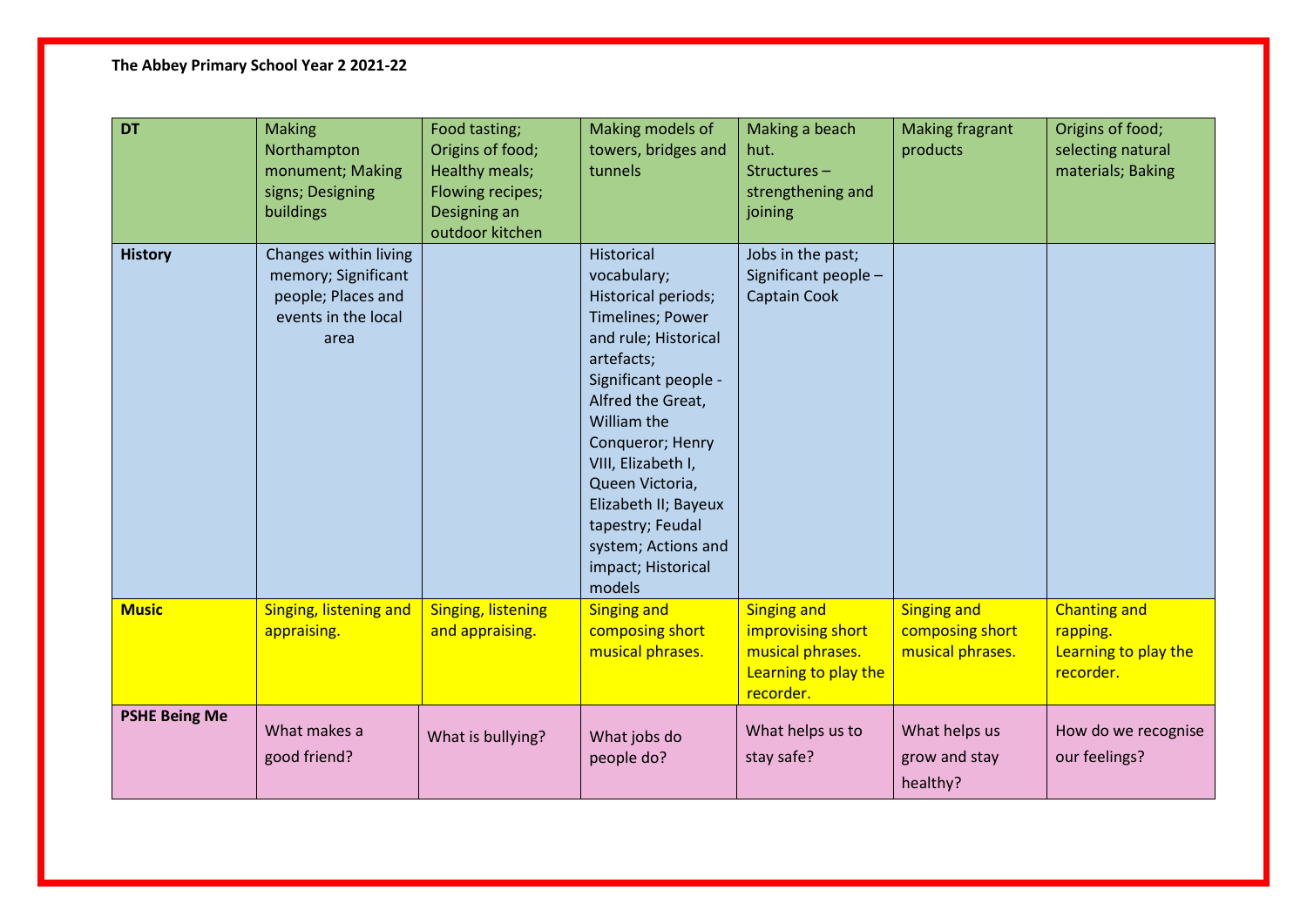**The Abbey Primary School Year 2 2021-22**

| | | | | | | |
|---|---|---|---|---|---|---|
| **DT** | Making Northampton monument; Making signs; Designing buildings | Food tasting; Origins of food; Healthy meals; Flowing recipes; Designing an outdoor kitchen | Making models of towers, bridges and tunnels | Making a beach hut. Structures – strengthening and joining | Making fragrant products | Origins of food; selecting natural materials; Baking |
| **History** | Changes within living memory; Significant people; Places and events in the local area | | Historical vocabulary; Historical periods; Timelines; Power and rule; Historical artefacts; Significant people - Alfred the Great, William the Conqueror; Henry VIII, Elizabeth I, Queen Victoria, Elizabeth II; Bayeux tapestry; Feudal system; Actions and impact; Historical models | Jobs in the past; Significant people – Captain Cook | | |
| **Music** | Singing, listening and appraising. | Singing, listening and appraising. | Singing and composing short musical phrases. | Singing and improvising short musical phrases. Learning to play the recorder. | Singing and composing short musical phrases. | Chanting and rapping. Learning to play the recorder. |
| **PSHE Being Me** | What makes a good friend? | What is bullying? | What jobs do people do? | What helps us to stay safe? | What helps us grow and stay healthy? | How do we recognise our feelings? |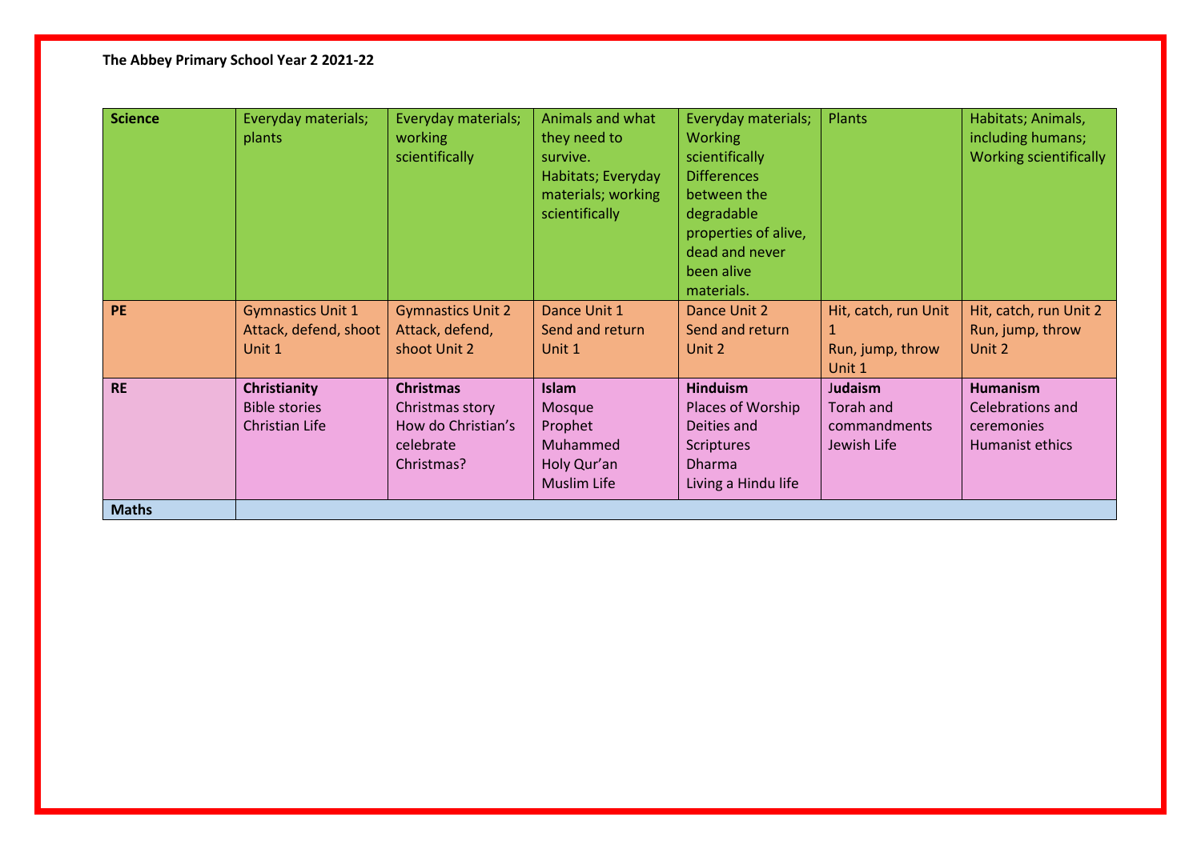**The Abbey Primary School Year 2 2021-22**

| **Science** | Everyday materials; plants | Everyday materials; working scientifically | Animals and what they need to survive. Habitats; Everyday materials; working scientifically | Everyday materials; Working scientifically Differences between the degradable properties of alive, dead and never been alive materials. | Plants | Habitats; Animals, including humans; Working scientifically |
|---|---|---|---|---|---|---|
| **PE** | Gymnastics Unit 1 Attack, defend, shoot Unit 1 | Gymnastics Unit 2 Attack, defend, shoot Unit 2 | Dance Unit 1 Send and return Unit 1 | Dance Unit 2 Send and return Unit 2 | Hit, catch, run Unit 1 Run, jump, throw Unit 1 | Hit, catch, run Unit 2 Run, jump, throw Unit 2 |
| **RE** | **Christianity** Bible stories Christian Life | **Christmas** Christmas story How do Christian's celebrate Christmas? | **Islam** Mosque Prophet Muhammed Holy Qur'an Muslim Life | **Hinduism** Places of Worship Deities and Scriptures Dharma Living a Hindu life | **Judaism** Torah and commandments Jewish Life | **Humanism** Celebrations and ceremonies Humanist ethics |
| **Maths** | | | | | | |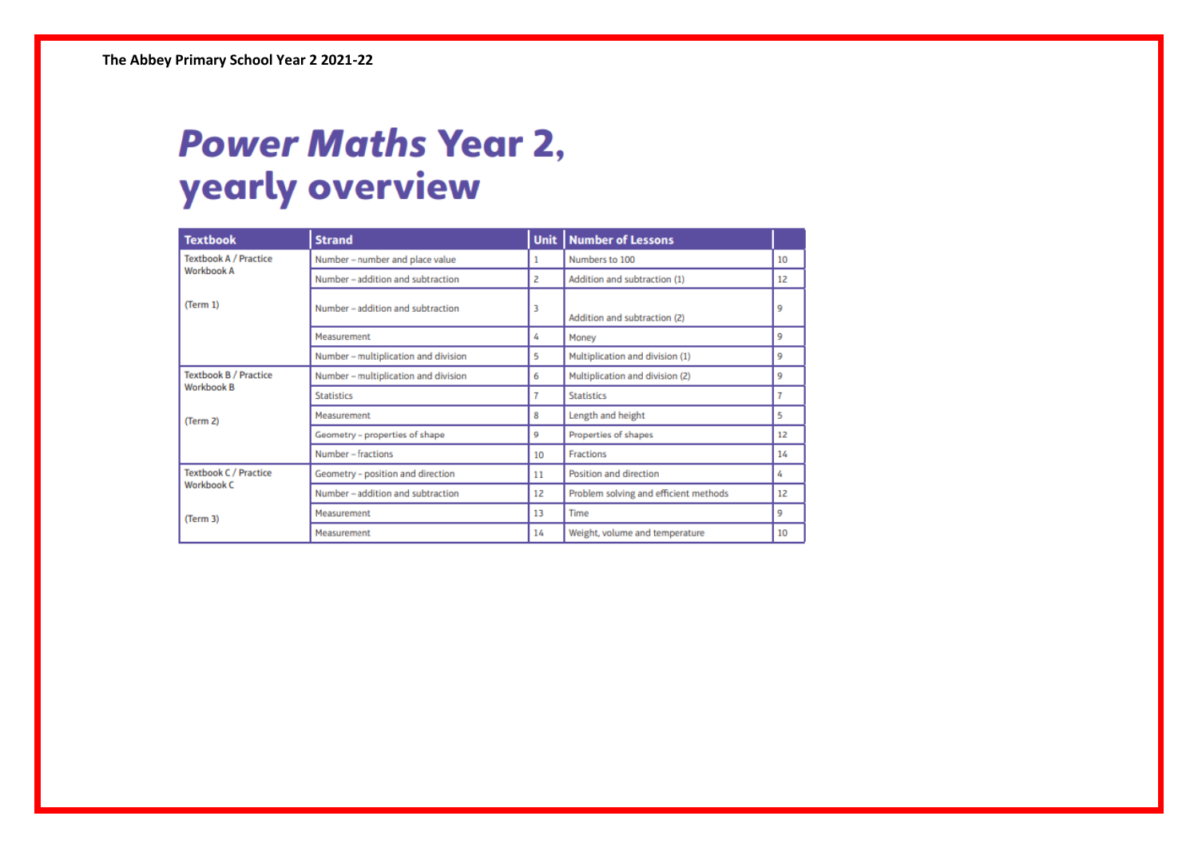**The Abbey Primary School Year 2 2021-22**

# *Power Maths* Year 2, yearly overview

| Textbook | Strand | Unit | Number of Lessons | |
|---|---|---|---|---|
| Textbook A / Practice Workbook A (Term 1) | Number – number and place value | 1 | Numbers to 100 | 10 |
| | Number – addition and subtraction | 2 | Addition and subtraction (1) | 12 |
| | Number – addition and subtraction | 3 | Addition and subtraction (2) | 9 |
| | Measurement | 4 | Money | 9 |
| | Number – multiplication and division | 5 | Multiplication and division (1) | 9 |
| Textbook B / Practice Workbook B (Term 2) | Number – multiplication and division | 6 | Multiplication and division (2) | 9 |
| | Statistics | 7 | Statistics | 7 |
| | Measurement | 8 | Length and height | 5 |
| | Geometry – properties of shape | 9 | Properties of shapes | 12 |
| | Number – fractions | 10 | Fractions | 14 |
| Textbook C / Practice Workbook C (Term 3) | Geometry – position and direction | 11 | Position and direction | 4 |
| | Number – addition and subtraction | 12 | Problem solving and efficient methods | 12 |
| | Measurement | 13 | Time | 9 |
| | Measurement | 14 | Weight, volume and temperature | 10 |